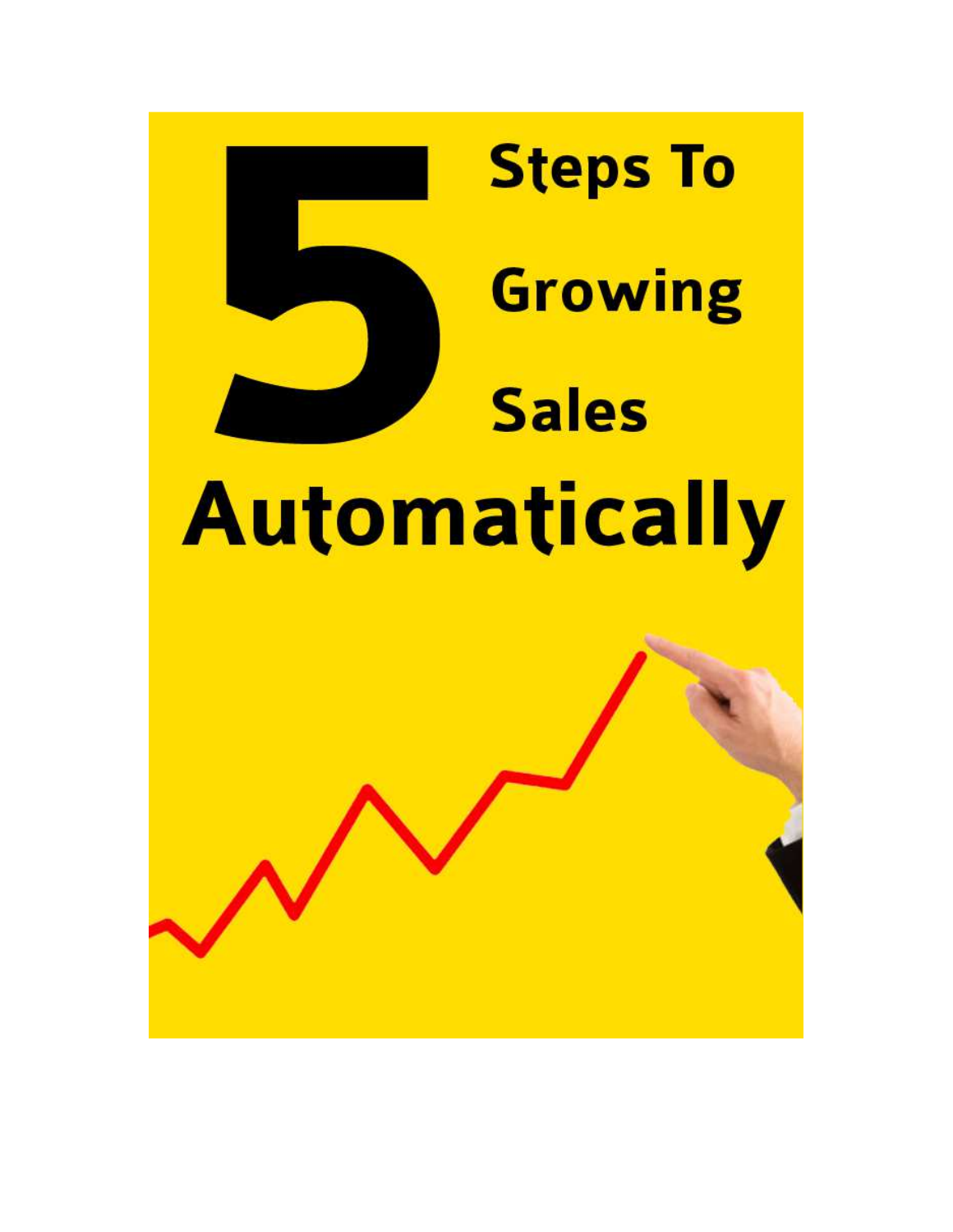# 5 Steps To Growing Sales Automatically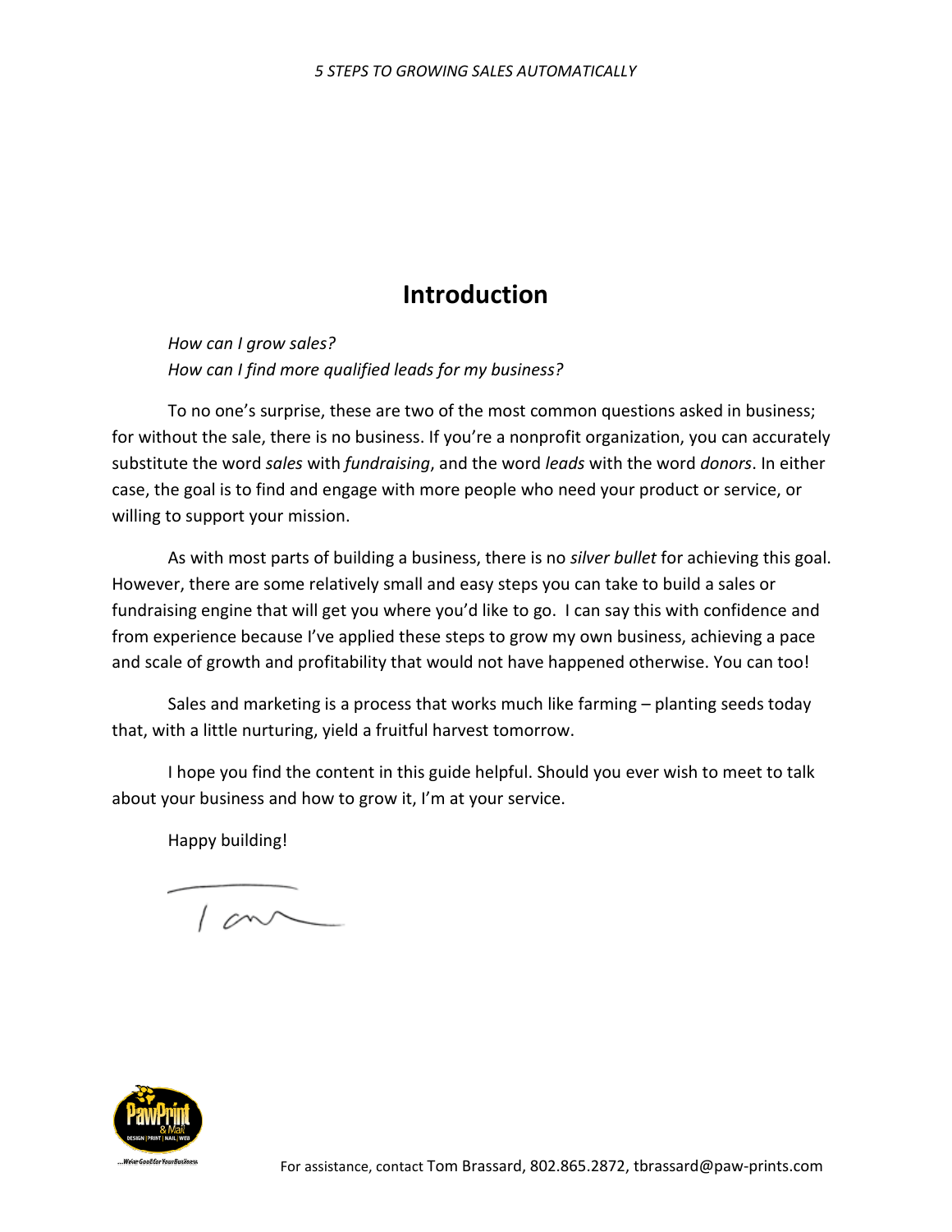## Introduction

*How can I grow sales?*
*How can I find more qualified leads for my business?*

To no one's surprise, these are two of the most common questions asked in business; for without the sale, there is no business. If you're a nonprofit organization, you can accurately substitute the word *sales* with *fundraising*, and the word *leads* with the word *donors*. In either case, the goal is to find and engage with more people who need your product or service, or willing to support your mission.

As with most parts of building a business, there is no *silver bullet* for achieving this goal. However, there are some relatively small and easy steps you can take to build a sales or fundraising engine that will get you where you'd like to go. I can say this with confidence and from experience because I've applied these steps to grow my own business, achieving a pace and scale of growth and profitability that would not have happened otherwise. You can too!

Sales and marketing is a process that works much like farming – planting seeds today that, with a little nurturing, yield a fruitful harvest tomorrow.

I hope you find the content in this guide helpful. Should you ever wish to meet to talk about your business and how to grow it, I'm at your service.

Happy building!

Tom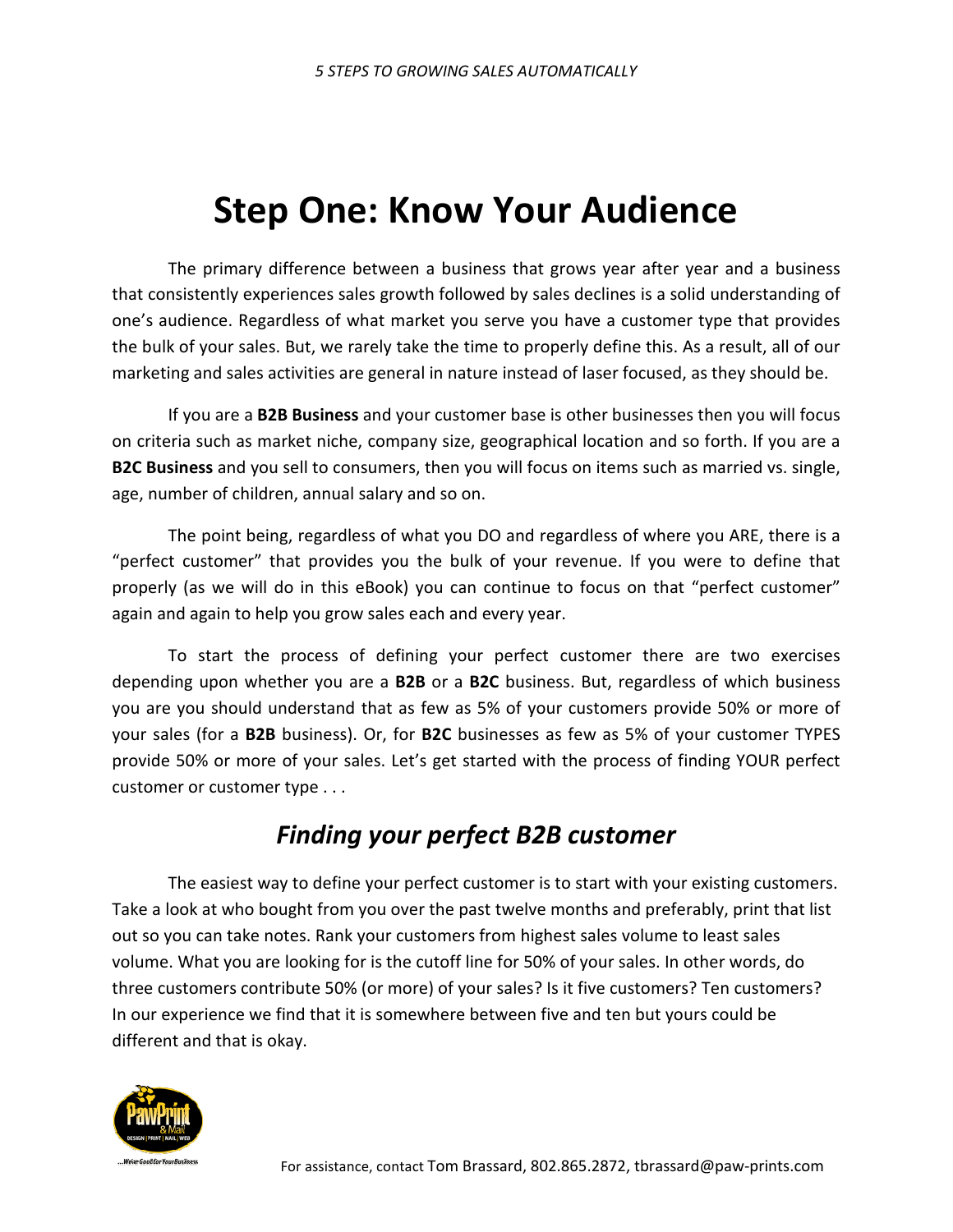# Step One: Know Your Audience

The primary difference between a business that grows year after year and a business that consistently experiences sales growth followed by sales declines is a solid understanding of one's audience. Regardless of what market you serve you have a customer type that provides the bulk of your sales. But, we rarely take the time to properly define this. As a result, all of our marketing and sales activities are general in nature instead of laser focused, as they should be.

If you are a **B2B Business** and your customer base is other businesses then you will focus on criteria such as market niche, company size, geographical location and so forth. If you are a **B2C Business** and you sell to consumers, then you will focus on items such as married vs. single, age, number of children, annual salary and so on.

The point being, regardless of what you DO and regardless of where you ARE, there is a "perfect customer" that provides you the bulk of your revenue. If you were to define that properly (as we will do in this eBook) you can continue to focus on that "perfect customer" again and again to help you grow sales each and every year.

To start the process of defining your perfect customer there are two exercises depending upon whether you are a **B2B** or a **B2C** business. But, regardless of which business you are you should understand that as few as 5% of your customers provide 50% or more of your sales (for a **B2B** business). Or, for **B2C** businesses as few as 5% of your customer TYPES provide 50% or more of your sales. Let's get started with the process of finding YOUR perfect customer or customer type . . .

## *Finding your perfect B2B customer*

The easiest way to define your perfect customer is to start with your existing customers. Take a look at who bought from you over the past twelve months and preferably, print that list out so you can take notes. Rank your customers from highest sales volume to least sales volume. What you are looking for is the cutoff line for 50% of your sales. In other words, do three customers contribute 50% (or more) of your sales? Is it five customers? Ten customers? In our experience we find that it is somewhere between five and ten but yours could be different and that is okay.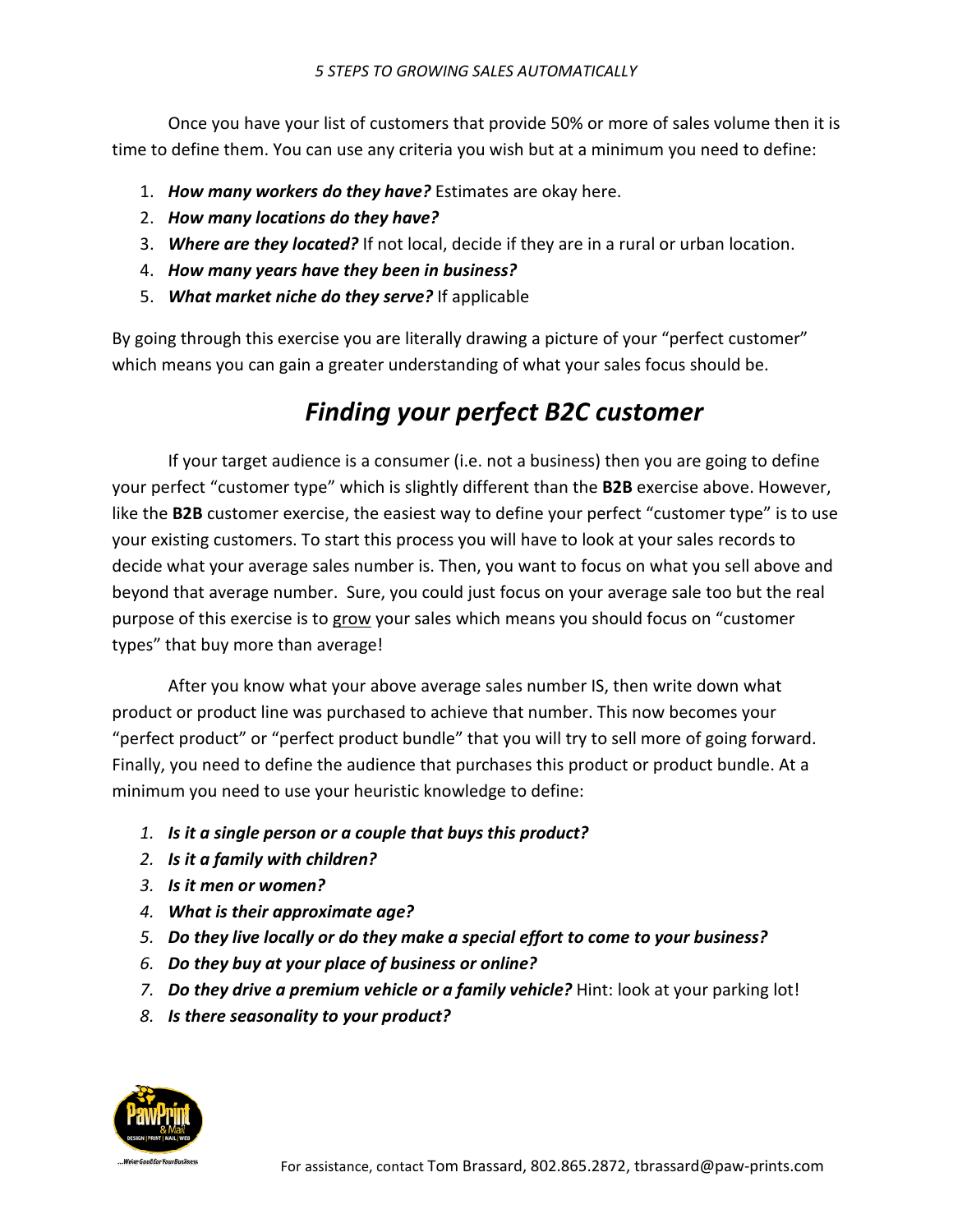Once you have your list of customers that provide 50% or more of sales volume then it is time to define them. You can use any criteria you wish but at a minimum you need to define:

1. ***How many workers do they have?*** Estimates are okay here.
2. ***How many locations do they have?***
3. ***Where are they located?*** If not local, decide if they are in a rural or urban location.
4. ***How many years have they been in business?***
5. ***What market niche do they serve?*** If applicable

By going through this exercise you are literally drawing a picture of your "perfect customer" which means you can gain a greater understanding of what your sales focus should be.

## *Finding your perfect B2C customer*

If your target audience is a consumer (i.e. not a business) then you are going to define your perfect "customer type" which is slightly different than the **B2B** exercise above. However, like the **B2B** customer exercise, the easiest way to define your perfect "customer type" is to use your existing customers. To start this process you will have to look at your sales records to decide what your average sales number is. Then, you want to focus on what you sell above and beyond that average number. Sure, you could just focus on your average sale too but the real purpose of this exercise is to <u>grow</u> your sales which means you should focus on "customer types" that buy more than average!

After you know what your above average sales number IS, then write down what product or product line was purchased to achieve that number. This now becomes your "perfect product" or "perfect product bundle" that you will try to sell more of going forward. Finally, you need to define the audience that purchases this product or product bundle. At a minimum you need to use your heuristic knowledge to define:

1. ***Is it a single person or a couple that buys this product?***
2. ***Is it a family with children?***
3. ***Is it men or women?***
4. ***What is their approximate age?***
5. ***Do they live locally or do they make a special effort to come to your business?***
6. ***Do they buy at your place of business or online?***
7. ***Do they drive a premium vehicle or a family vehicle?*** Hint: look at your parking lot!
8. ***Is there seasonality to your product?***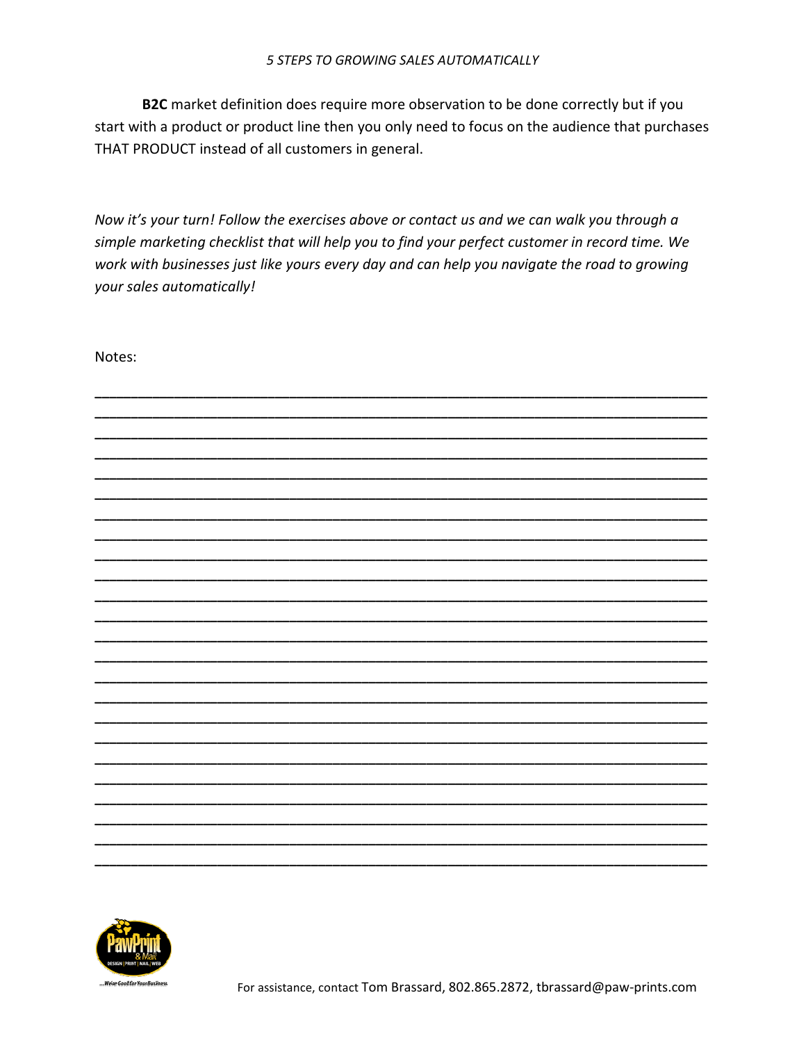**B2C** market definition does require more observation to be done correctly but if you start with a product or product line then you only need to focus on the audience that purchases THAT PRODUCT instead of all customers in general.

*Now it's your turn! Follow the exercises above or contact us and we can walk you through a simple marketing checklist that will help you to find your perfect customer in record time. We work with businesses just like yours every day and can help you navigate the road to growing your sales automatically!*

Notes:

______________________________________________________________________________
______________________________________________________________________________
______________________________________________________________________________
______________________________________________________________________________
______________________________________________________________________________
______________________________________________________________________________
______________________________________________________________________________
______________________________________________________________________________
______________________________________________________________________________
______________________________________________________________________________
______________________________________________________________________________
______________________________________________________________________________
______________________________________________________________________________
______________________________________________________________________________
______________________________________________________________________________
______________________________________________________________________________
______________________________________________________________________________
______________________________________________________________________________
______________________________________________________________________________
______________________________________________________________________________
______________________________________________________________________________
______________________________________________________________________________
______________________________________________________________________________
______________________________________________________________________________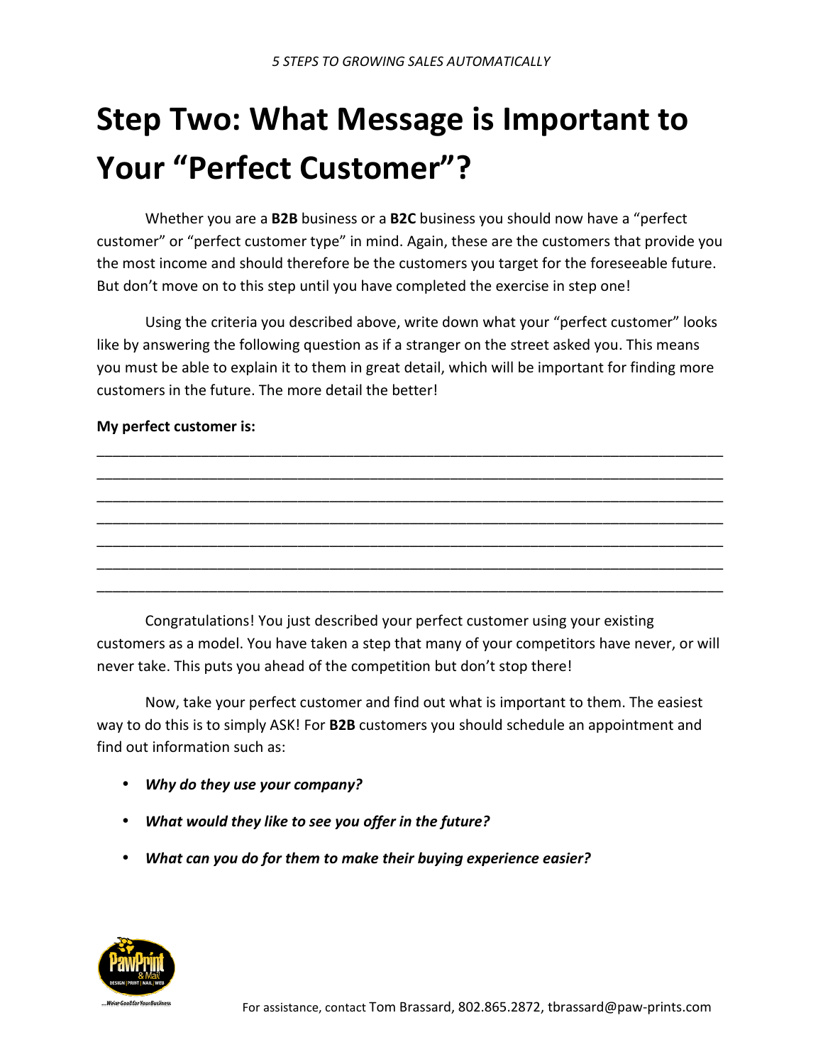# Step Two: What Message is Important to Your "Perfect Customer"?

Whether you are a **B2B** business or a **B2C** business you should now have a "perfect customer" or "perfect customer type" in mind. Again, these are the customers that provide you the most income and should therefore be the customers you target for the foreseeable future. But don't move on to this step until you have completed the exercise in step one!

Using the criteria you described above, write down what your "perfect customer" looks like by answering the following question as if a stranger on the street asked you. This means you must be able to explain it to them in great detail, which will be important for finding more customers in the future. The more detail the better!

**My perfect customer is:**

_______________________________________________________________________________
_______________________________________________________________________________
_______________________________________________________________________________
_______________________________________________________________________________
_______________________________________________________________________________
_______________________________________________________________________________
_______________________________________________________________________________

Congratulations! You just described your perfect customer using your existing customers as a model. You have taken a step that many of your competitors have never, or will never take. This puts you ahead of the competition but don't stop there!

Now, take your perfect customer and find out what is important to them. The easiest way to do this is to simply ASK! For **B2B** customers you should schedule an appointment and find out information such as:

- ***Why do they use your company?***
- ***What would they like to see you offer in the future?***
- ***What can you do for them to make their buying experience easier?***

For assistance, contact Tom Brassard, 802.865.2872, tbrassard@paw-prints.com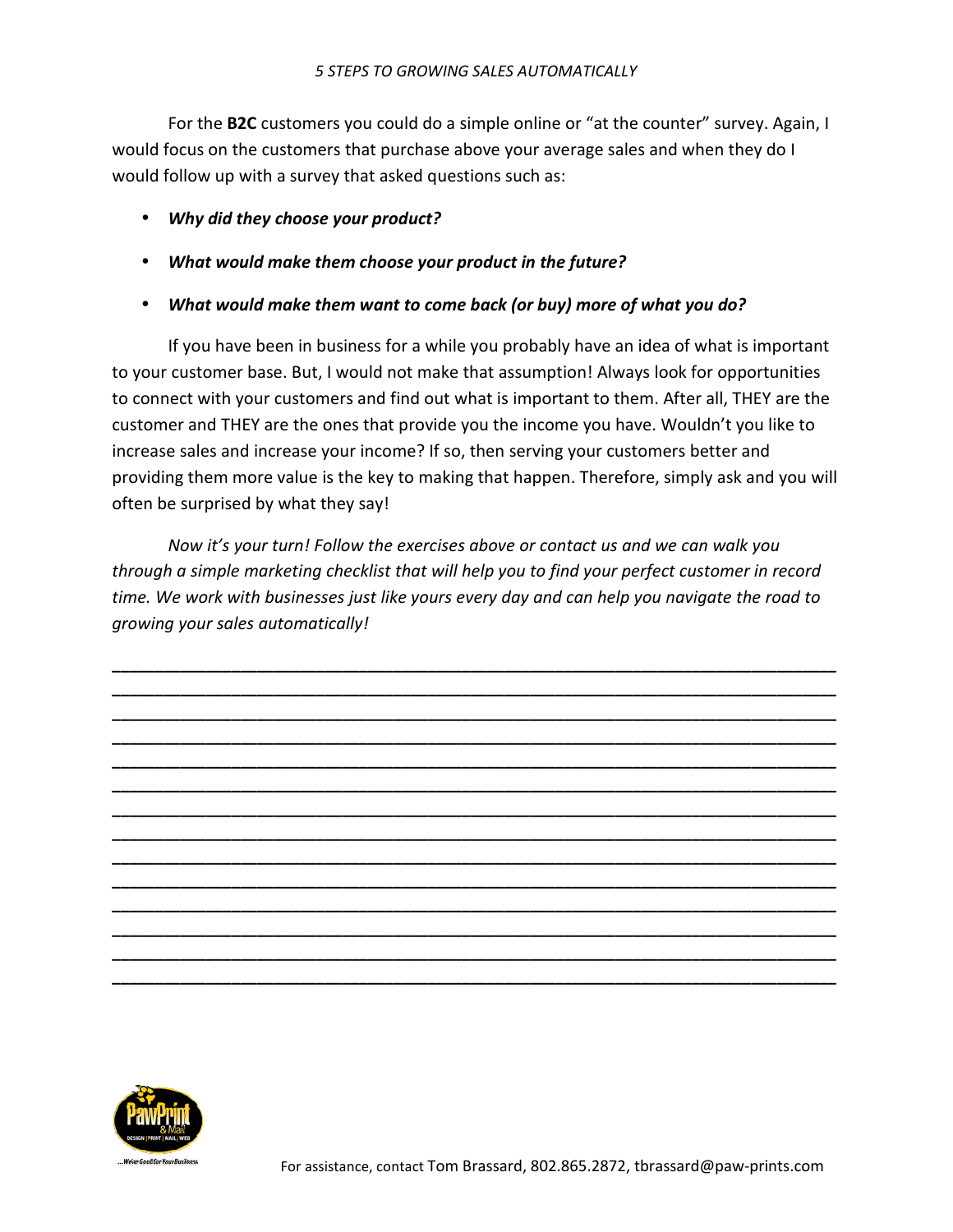For the **B2C** customers you could do a simple online or "at the counter" survey. Again, I would focus on the customers that purchase above your average sales and when they do I would follow up with a survey that asked questions such as:

- ***Why did they choose your product?***
- ***What would make them choose your product in the future?***
- ***What would make them want to come back (or buy) more of what you do?***

If you have been in business for a while you probably have an idea of what is important to your customer base. But, I would not make that assumption! Always look for opportunities to connect with your customers and find out what is important to them. After all, THEY are the customer and THEY are the ones that provide you the income you have. Wouldn't you like to increase sales and increase your income? If so, then serving your customers better and providing them more value is the key to making that happen. Therefore, simply ask and you will often be surprised by what they say!

*Now it's your turn! Follow the exercises above or contact us and we can walk you through a simple marketing checklist that will help you to find your perfect customer in record time. We work with businesses just like yours every day and can help you navigate the road to growing your sales automatically!*

______________________________________________________________________________
______________________________________________________________________________
______________________________________________________________________________
______________________________________________________________________________
______________________________________________________________________________
______________________________________________________________________________
______________________________________________________________________________
______________________________________________________________________________
______________________________________________________________________________
______________________________________________________________________________
______________________________________________________________________________
______________________________________________________________________________
______________________________________________________________________________
______________________________________________________________________________

For assistance, contact Tom Brassard, 802.865.2872, tbrassard@paw-prints.com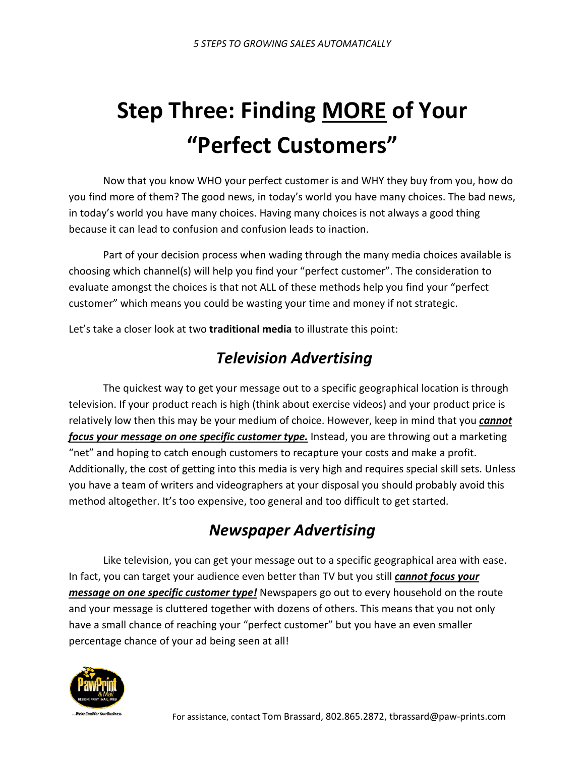# Step Three: Finding MORE of Your "Perfect Customers"

Now that you know WHO your perfect customer is and WHY they buy from you, how do you find more of them? The good news, in today's world you have many choices. The bad news, in today's world you have many choices. Having many choices is not always a good thing because it can lead to confusion and confusion leads to inaction.

Part of your decision process when wading through the many media choices available is choosing which channel(s) will help you find your "perfect customer". The consideration to evaluate amongst the choices is that not ALL of these methods help you find your "perfect customer" which means you could be wasting your time and money if not strategic.

Let's take a closer look at two **traditional media** to illustrate this point:

## *Television Advertising*

The quickest way to get your message out to a specific geographical location is through television. If your product reach is high (think about exercise videos) and your product price is relatively low then this may be your medium of choice. However, keep in mind that you ***cannot focus your message on one specific customer type.*** Instead, you are throwing out a marketing "net" and hoping to catch enough customers to recapture your costs and make a profit. Additionally, the cost of getting into this media is very high and requires special skill sets. Unless you have a team of writers and videographers at your disposal you should probably avoid this method altogether. It's too expensive, too general and too difficult to get started.

## *Newspaper Advertising*

Like television, you can get your message out to a specific geographical area with ease. In fact, you can target your audience even better than TV but you still ***cannot focus your message on one specific customer type!*** Newspapers go out to every household on the route and your message is cluttered together with dozens of others. This means that you not only have a small chance of reaching your "perfect customer" but you have an even smaller percentage chance of your ad being seen at all!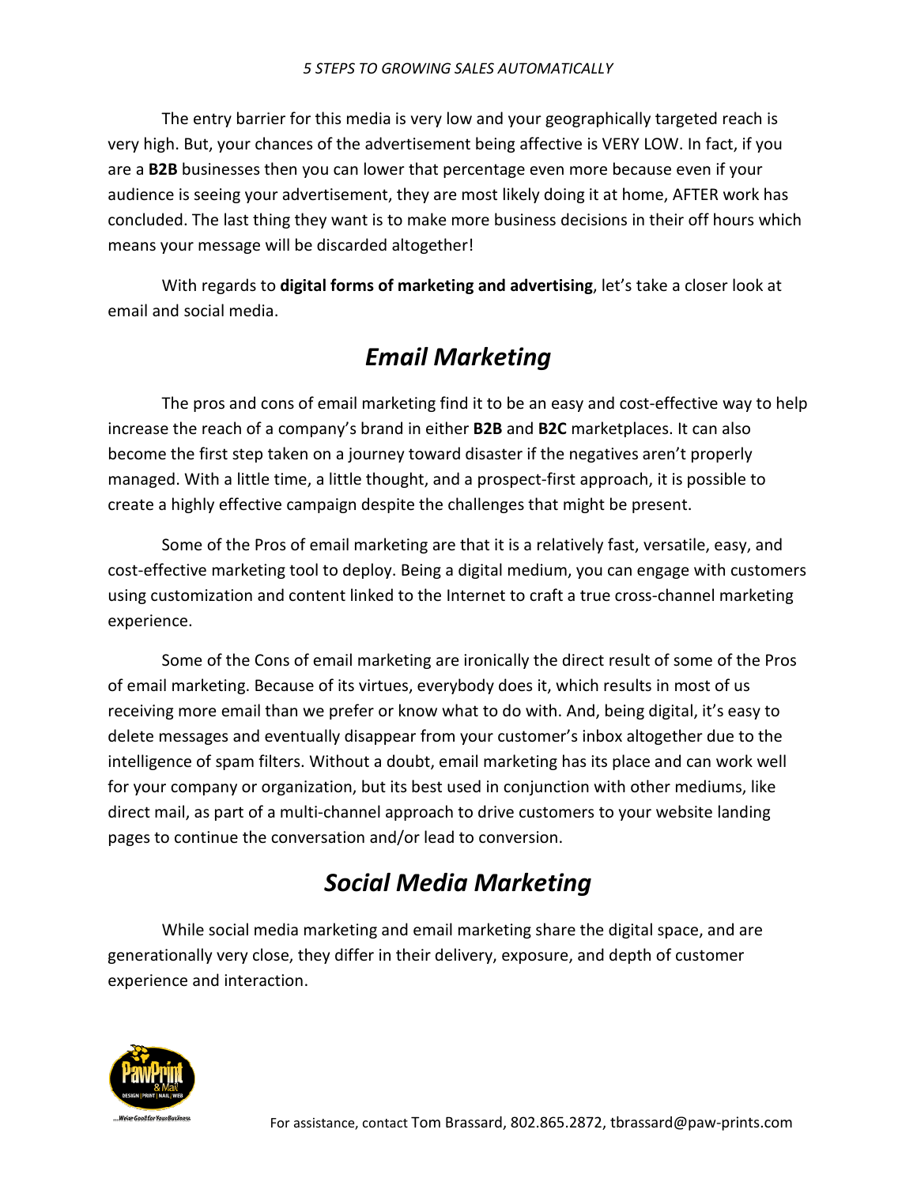The entry barrier for this media is very low and your geographically targeted reach is very high. But, your chances of the advertisement being affective is VERY LOW. In fact, if you are a **B2B** businesses then you can lower that percentage even more because even if your audience is seeing your advertisement, they are most likely doing it at home, AFTER work has concluded. The last thing they want is to make more business decisions in their off hours which means your message will be discarded altogether!

With regards to **digital forms of marketing and advertising**, let's take a closer look at email and social media.

## *Email Marketing*

The pros and cons of email marketing find it to be an easy and cost-effective way to help increase the reach of a company's brand in either **B2B** and **B2C** marketplaces. It can also become the first step taken on a journey toward disaster if the negatives aren't properly managed. With a little time, a little thought, and a prospect-first approach, it is possible to create a highly effective campaign despite the challenges that might be present.

Some of the Pros of email marketing are that it is a relatively fast, versatile, easy, and cost-effective marketing tool to deploy. Being a digital medium, you can engage with customers using customization and content linked to the Internet to craft a true cross-channel marketing experience.

Some of the Cons of email marketing are ironically the direct result of some of the Pros of email marketing. Because of its virtues, everybody does it, which results in most of us receiving more email than we prefer or know what to do with. And, being digital, it's easy to delete messages and eventually disappear from your customer's inbox altogether due to the intelligence of spam filters. Without a doubt, email marketing has its place and can work well for your company or organization, but its best used in conjunction with other mediums, like direct mail, as part of a multi-channel approach to drive customers to your website landing pages to continue the conversation and/or lead to conversion.

## *Social Media Marketing*

While social media marketing and email marketing share the digital space, and are generationally very close, they differ in their delivery, exposure, and depth of customer experience and interaction.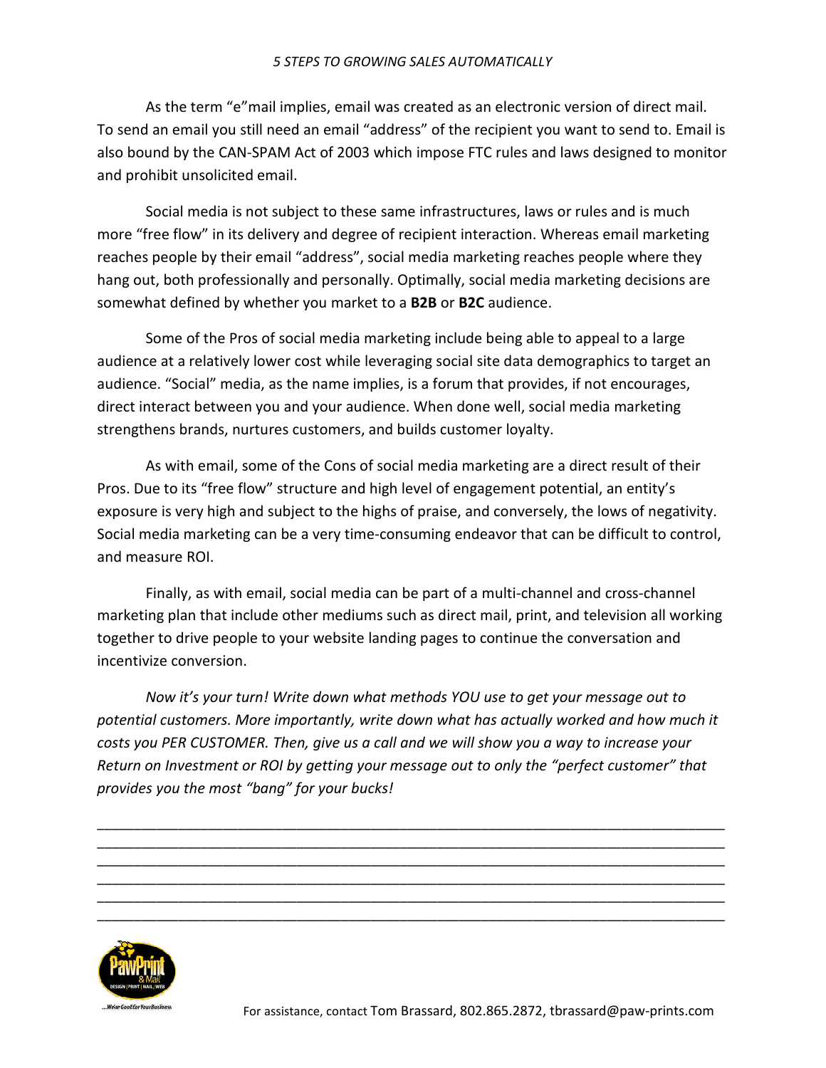As the term "e"mail implies, email was created as an electronic version of direct mail. To send an email you still need an email "address" of the recipient you want to send to. Email is also bound by the CAN-SPAM Act of 2003 which impose FTC rules and laws designed to monitor and prohibit unsolicited email.

Social media is not subject to these same infrastructures, laws or rules and is much more "free flow" in its delivery and degree of recipient interaction. Whereas email marketing reaches people by their email "address", social media marketing reaches people where they hang out, both professionally and personally. Optimally, social media marketing decisions are somewhat defined by whether you market to a **B2B** or **B2C** audience.

Some of the Pros of social media marketing include being able to appeal to a large audience at a relatively lower cost while leveraging social site data demographics to target an audience. "Social" media, as the name implies, is a forum that provides, if not encourages, direct interact between you and your audience. When done well, social media marketing strengthens brands, nurtures customers, and builds customer loyalty.

As with email, some of the Cons of social media marketing are a direct result of their Pros. Due to its "free flow" structure and high level of engagement potential, an entity's exposure is very high and subject to the highs of praise, and conversely, the lows of negativity. Social media marketing can be a very time-consuming endeavor that can be difficult to control, and measure ROI.

Finally, as with email, social media can be part of a multi-channel and cross-channel marketing plan that include other mediums such as direct mail, print, and television all working together to drive people to your website landing pages to continue the conversation and incentivize conversion.

*Now it's your turn! Write down what methods YOU use to get your message out to potential customers. More importantly, write down what has actually worked and how much it costs you PER CUSTOMER. Then, give us a call and we will show you a way to increase your Return on Investment or ROI by getting your message out to only the "perfect customer" that provides you the most "bang" for your bucks!*

______________________________________________________________________________
______________________________________________________________________________
______________________________________________________________________________
______________________________________________________________________________
______________________________________________________________________________
______________________________________________________________________________

For assistance, contact Tom Brassard, 802.865.2872, tbrassard@paw-prints.com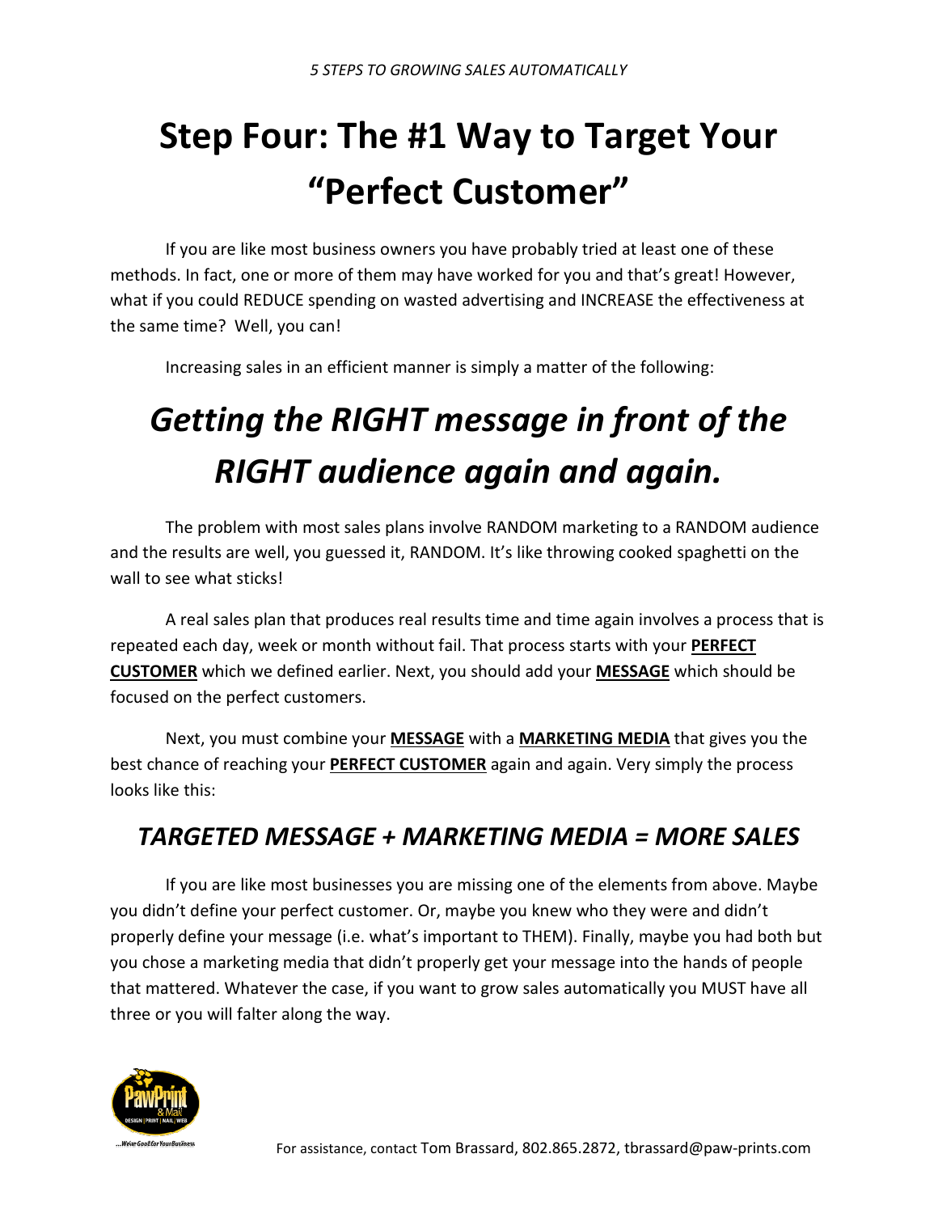# Step Four: The #1 Way to Target Your "Perfect Customer"

If you are like most business owners you have probably tried at least one of these methods. In fact, one or more of them may have worked for you and that's great! However, what if you could REDUCE spending on wasted advertising and INCREASE the effectiveness at the same time? Well, you can!

Increasing sales in an efficient manner is simply a matter of the following:

## *Getting the RIGHT message in front of the RIGHT audience again and again.*

The problem with most sales plans involve RANDOM marketing to a RANDOM audience and the results are well, you guessed it, RANDOM. It's like throwing cooked spaghetti on the wall to see what sticks!

A real sales plan that produces real results time and time again involves a process that is repeated each day, week or month without fail. That process starts with your **PERFECT CUSTOMER** which we defined earlier. Next, you should add your **MESSAGE** which should be focused on the perfect customers.

Next, you must combine your **MESSAGE** with a **MARKETING MEDIA** that gives you the best chance of reaching your **PERFECT CUSTOMER** again and again. Very simply the process looks like this:

### *TARGETED MESSAGE + MARKETING MEDIA = MORE SALES*

If you are like most businesses you are missing one of the elements from above. Maybe you didn't define your perfect customer. Or, maybe you knew who they were and didn't properly define your message (i.e. what's important to THEM). Finally, maybe you had both but you chose a marketing media that didn't properly get your message into the hands of people that mattered. Whatever the case, if you want to grow sales automatically you MUST have all three or you will falter along the way.

For assistance, contact Tom Brassard, 802.865.2872, tbrassard@paw-prints.com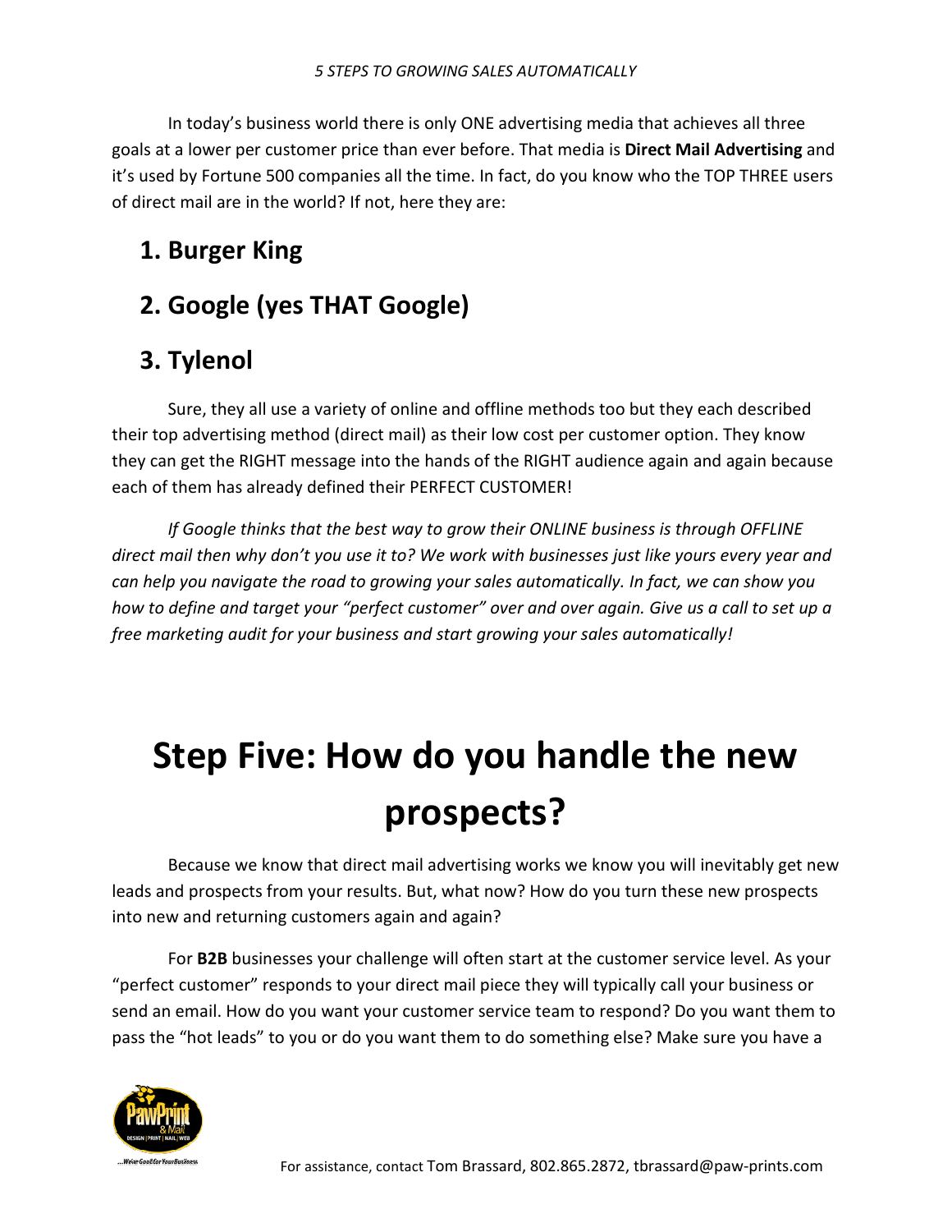In today's business world there is only ONE advertising media that achieves all three goals at a lower per customer price than ever before. That media is **Direct Mail Advertising** and it's used by Fortune 500 companies all the time. In fact, do you know who the TOP THREE users of direct mail are in the world? If not, here they are:

## 1. Burger King

## 2. Google (yes THAT Google)

## 3. Tylenol

Sure, they all use a variety of online and offline methods too but they each described their top advertising method (direct mail) as their low cost per customer option. They know they can get the RIGHT message into the hands of the RIGHT audience again and again because each of them has already defined their PERFECT CUSTOMER!

*If Google thinks that the best way to grow their ONLINE business is through OFFLINE direct mail then why don't you use it to? We work with businesses just like yours every year and can help you navigate the road to growing your sales automatically. In fact, we can show you how to define and target your "perfect customer" over and over again. Give us a call to set up a free marketing audit for your business and start growing your sales automatically!*

# Step Five: How do you handle the new prospects?

Because we know that direct mail advertising works we know you will inevitably get new leads and prospects from your results. But, what now? How do you turn these new prospects into new and returning customers again and again?

For **B2B** businesses your challenge will often start at the customer service level. As your "perfect customer" responds to your direct mail piece they will typically call your business or send an email. How do you want your customer service team to respond? Do you want them to pass the "hot leads" to you or do you want them to do something else? Make sure you have a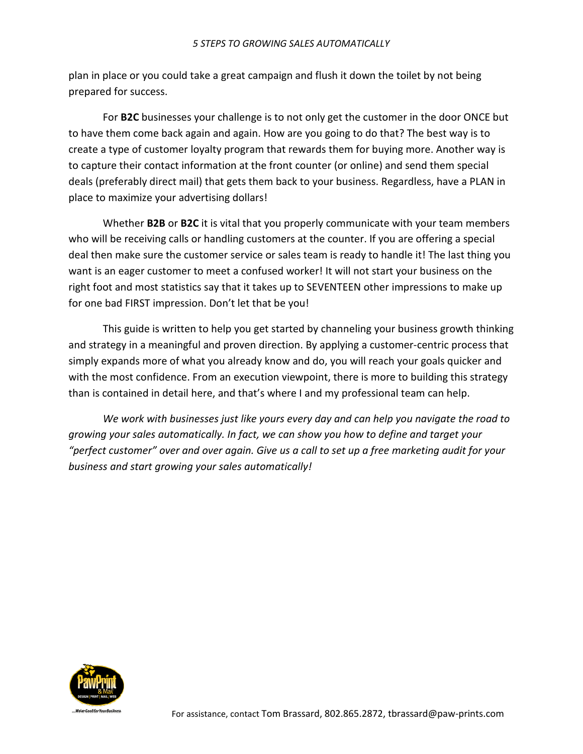plan in place or you could take a great campaign and flush it down the toilet by not being prepared for success.

For **B2C** businesses your challenge is to not only get the customer in the door ONCE but to have them come back again and again. How are you going to do that? The best way is to create a type of customer loyalty program that rewards them for buying more. Another way is to capture their contact information at the front counter (or online) and send them special deals (preferably direct mail) that gets them back to your business. Regardless, have a PLAN in place to maximize your advertising dollars!

Whether **B2B** or **B2C** it is vital that you properly communicate with your team members who will be receiving calls or handling customers at the counter. If you are offering a special deal then make sure the customer service or sales team is ready to handle it! The last thing you want is an eager customer to meet a confused worker! It will not start your business on the right foot and most statistics say that it takes up to SEVENTEEN other impressions to make up for one bad FIRST impression. Don't let that be you!

This guide is written to help you get started by channeling your business growth thinking and strategy in a meaningful and proven direction. By applying a customer-centric process that simply expands more of what you already know and do, you will reach your goals quicker and with the most confidence. From an execution viewpoint, there is more to building this strategy than is contained in detail here, and that's where I and my professional team can help.

*We work with businesses just like yours every day and can help you navigate the road to growing your sales automatically. In fact, we can show you how to define and target your "perfect customer" over and over again. Give us a call to set up a free marketing audit for your business and start growing your sales automatically!*

For assistance, contact Tom Brassard, 802.865.2872, tbrassard@paw-prints.com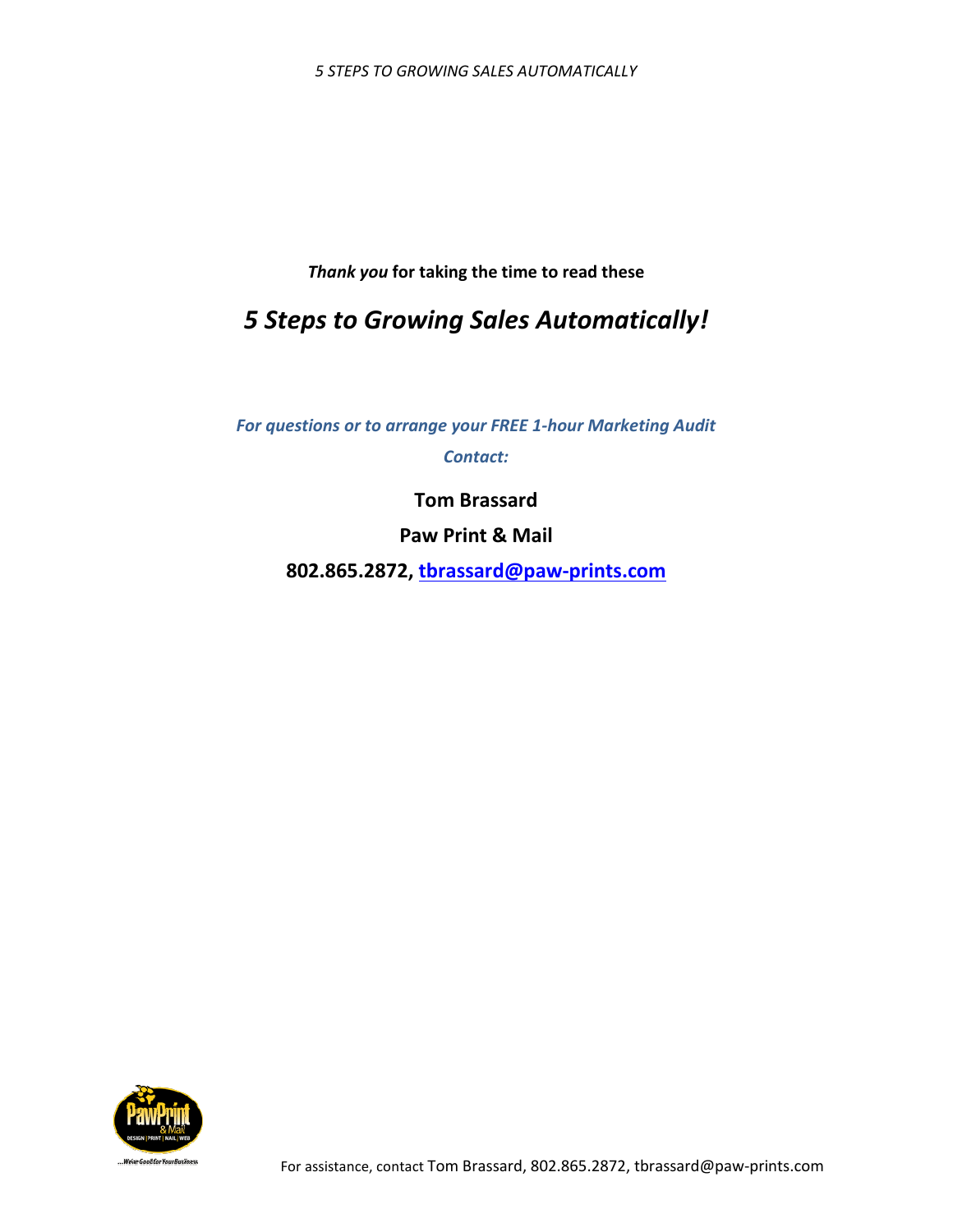***Thank you*** **for taking the time to read these**

## *5 Steps to Growing Sales Automatically!*

***For questions or to arrange your FREE 1-hour Marketing Audit***

***Contact:***

**Tom Brassard**

**Paw Print & Mail**

**802.865.2872, tbrassard@paw-prints.com**